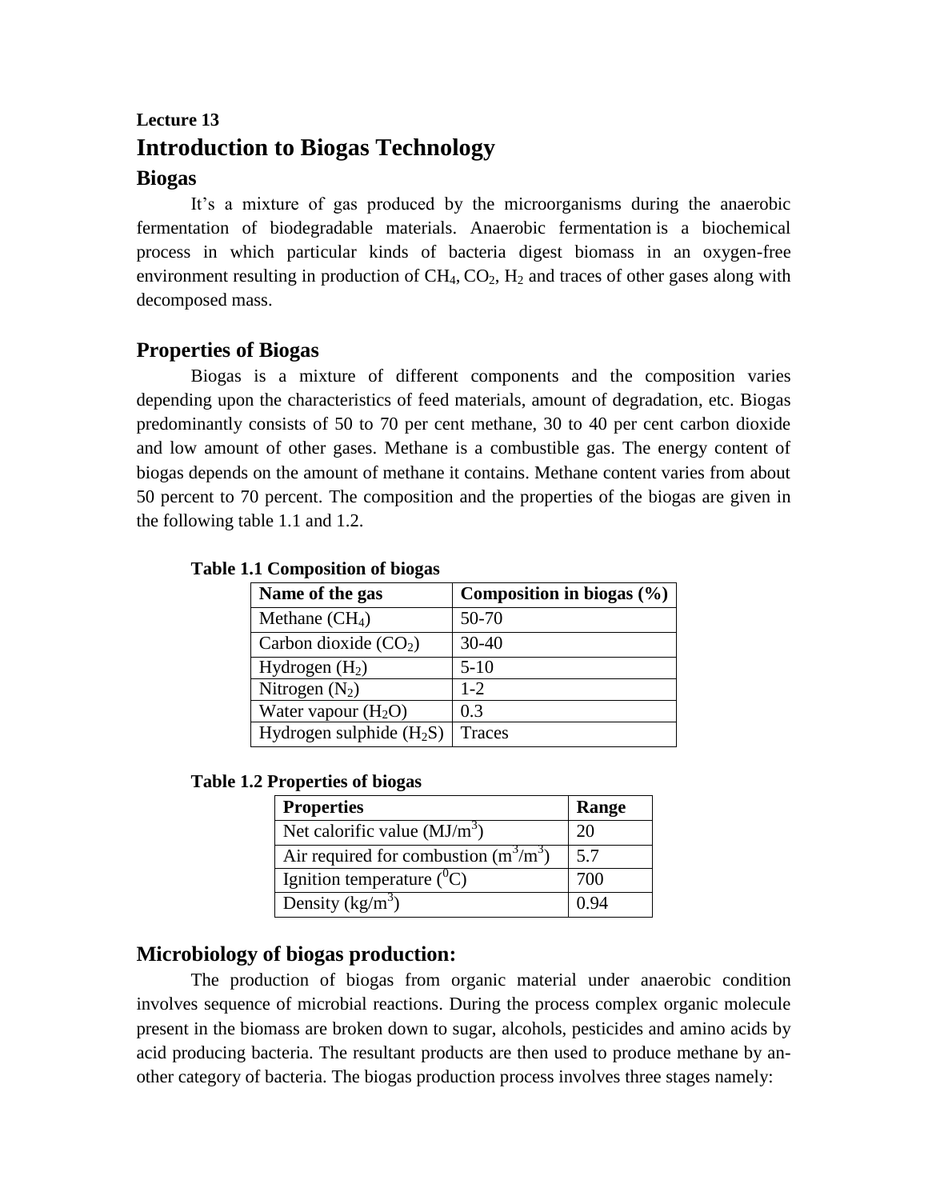**Lecture 13**

# Introduction to Biogas Technology

## Biogas

It's a mixture of gas produced by the microorganisms during the anaerobic fermentation of biodegradable materials. Anaerobic fermentation is a biochemical process in which particular kinds of bacteria digest biomass in an oxygen-free environment resulting in production of $CH_4$, $CO_2$, $H_2$ and traces of other gases along with decomposed mass.

## Properties of Biogas

Biogas is a mixture of different components and the composition varies depending upon the characteristics of feed materials, amount of degradation, etc. Biogas predominantly consists of 50 to 70 per cent methane, 30 to 40 per cent carbon dioxide and low amount of other gases. Methane is a combustible gas. The energy content of biogas depends on the amount of methane it contains. Methane content varies from about 50 percent to 70 percent. The composition and the properties of the biogas are given in the following table 1.1 and 1.2.

**Table 1.1 Composition of biogas**

| Name of the gas | Composition in biogas (%) |
|---|---|
| Methane ($CH_4$) | 50-70 |
| Carbon dioxide ($CO_2$) | 30-40 |
| Hydrogen ($H_2$) | 5-10 |
| Nitrogen ($N_2$) | 1-2 |
| Water vapour ($H_2O$) | 0.3 |
| Hydrogen sulphide ($H_2S$) | Traces |

**Table 1.2 Properties of biogas**

| Properties | Range |
|---|---|
| Net calorific value ($MJ/m^3$) | 20 |
| Air required for combustion ($m^3/m^3$) | 5.7 |
| Ignition temperature ($^0C$) | 700 |
| Density ($kg/m^3$) | 0.94 |

## Microbiology of biogas production:

The production of biogas from organic material under anaerobic condition involves sequence of microbial reactions. During the process complex organic molecule present in the biomass are broken down to sugar, alcohols, pesticides and amino acids by acid producing bacteria. The resultant products are then used to produce methane by another category of bacteria. The biogas production process involves three stages namely: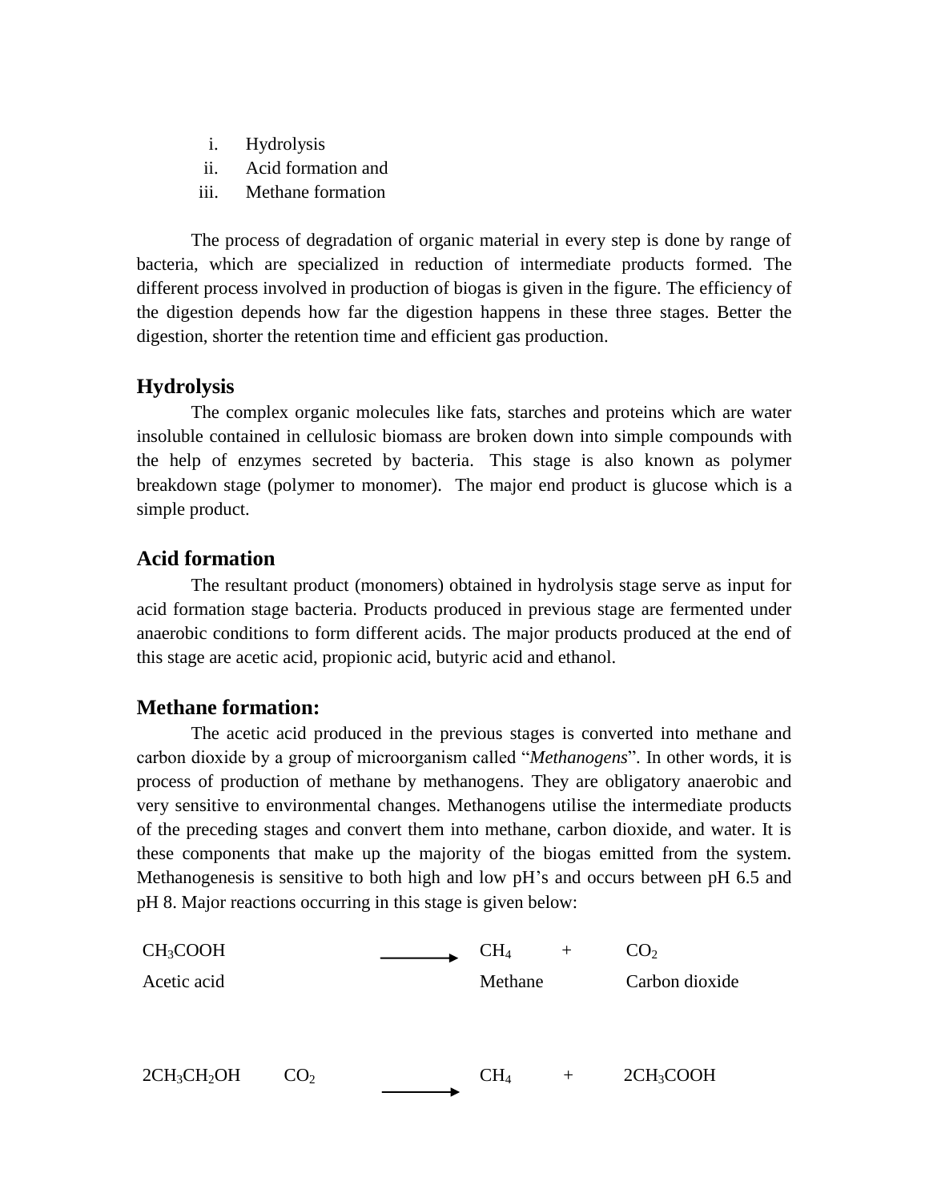i. Hydrolysis
ii. Acid formation and
iii. Methane formation

The process of degradation of organic material in every step is done by range of bacteria, which are specialized in reduction of intermediate products formed. The different process involved in production of biogas is given in the figure. The efficiency of the digestion depends how far the digestion happens in these three stages. Better the digestion, shorter the retention time and efficient gas production.

## Hydrolysis

The complex organic molecules like fats, starches and proteins which are water insoluble contained in cellulosic biomass are broken down into simple compounds with the help of enzymes secreted by bacteria. This stage is also known as polymer breakdown stage (polymer to monomer). The major end product is glucose which is a simple product.

## Acid formation

The resultant product (monomers) obtained in hydrolysis stage serve as input for acid formation stage bacteria. Products produced in previous stage are fermented under anaerobic conditions to form different acids. The major products produced at the end of this stage are acetic acid, propionic acid, butyric acid and ethanol.

## Methane formation:

The acetic acid produced in the previous stages is converted into methane and carbon dioxide by a group of microorganism called "*Methanogens*". In other words, it is process of production of methane by methanogens. They are obligatory anaerobic and very sensitive to environmental changes. Methanogens utilise the intermediate products of the preceding stages and convert them into methane, carbon dioxide, and water. It is these components that make up the majority of the biogas emitted from the system. Methanogenesis is sensitive to both high and low pH's and occurs between pH 6.5 and pH 8. Major reactions occurring in this stage is given below:

$$\underset{\text{Acetic acid}}{CH_3COOH} \longrightarrow \underset{\text{Methane}}{CH_4} + \underset{\text{Carbon dioxide}}{CO_2}$$

$$2CH_3CH_2OH \quad CO_2 \longrightarrow CH_4 + 2CH_3COOH$$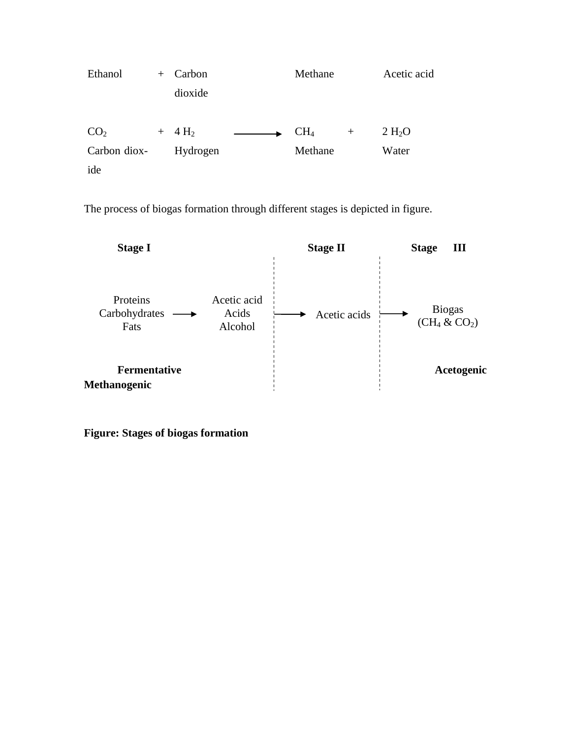| Ethanol | + | Carbon dioxide | | Methane | | Acetic acid |
|---|---|---|---|---|---|---|
| $CO_2$ | + | $4\ H_2$ | ⟶ | $CH_4$ | + | $2\ H_2O$ |
| Carbon dioxide | | Hydrogen | | Methane | | Water |

The process of biogas formation through different stages is depicted in figure.

| Stage I | | | Stage II | Stage III |
|---|---|---|---|---|
| Proteins<br>Carbohydrates<br>Fats | ⟶ | Acetic acid<br>Acids<br>Alcohol | ⟶ Acetic acids | ⟶ Biogas<br>($CH_4$ & $CO_2$) |
| Fermentative | | | Acetogenic | Methanogenic |

**Figure: Stages of biogas formation**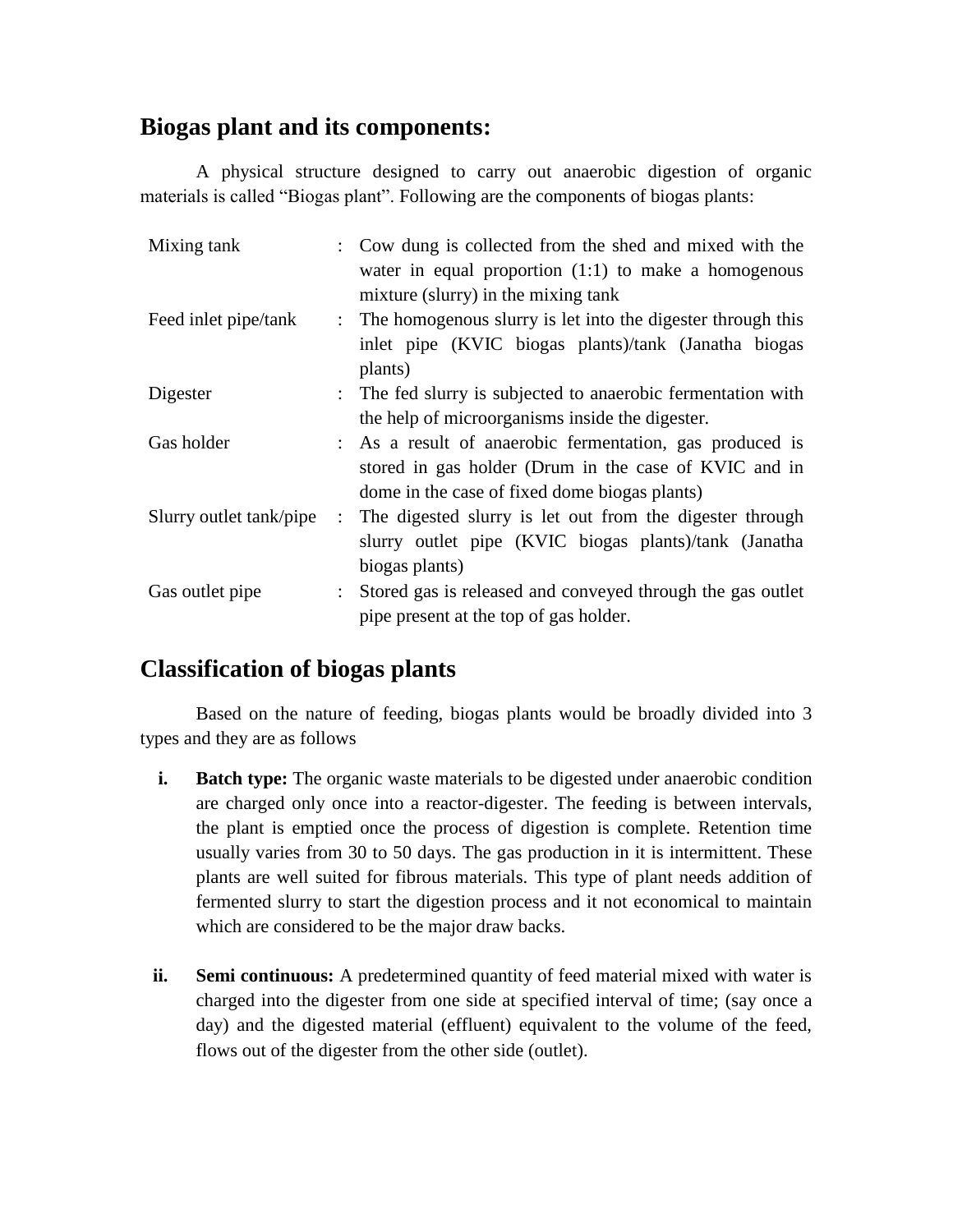## Biogas plant and its components:

A physical structure designed to carry out anaerobic digestion of organic materials is called "Biogas plant". Following are the components of biogas plants:

| | | |
|---|---|---|
| Mixing tank | : | Cow dung is collected from the shed and mixed with the water in equal proportion (1:1) to make a homogenous mixture (slurry) in the mixing tank |
| Feed inlet pipe/tank | : | The homogenous slurry is let into the digester through this inlet pipe (KVIC biogas plants)/tank (Janatha biogas plants) |
| Digester | : | The fed slurry is subjected to anaerobic fermentation with the help of microorganisms inside the digester. |
| Gas holder | : | As a result of anaerobic fermentation, gas produced is stored in gas holder (Drum in the case of KVIC and in dome in the case of fixed dome biogas plants) |
| Slurry outlet tank/pipe | : | The digested slurry is let out from the digester through slurry outlet pipe (KVIC biogas plants)/tank (Janatha biogas plants) |
| Gas outlet pipe | : | Stored gas is released and conveyed through the gas outlet pipe present at the top of gas holder. |

## Classification of biogas plants

Based on the nature of feeding, biogas plants would be broadly divided into 3 types and they are as follows

i. **Batch type:** The organic waste materials to be digested under anaerobic condition are charged only once into a reactor-digester. The feeding is between intervals, the plant is emptied once the process of digestion is complete. Retention time usually varies from 30 to 50 days. The gas production in it is intermittent. These plants are well suited for fibrous materials. This type of plant needs addition of fermented slurry to start the digestion process and it not economical to maintain which are considered to be the major draw backs.

ii. **Semi continuous:** A predetermined quantity of feed material mixed with water is charged into the digester from one side at specified interval of time; (say once a day) and the digested material (effluent) equivalent to the volume of the feed, flows out of the digester from the other side (outlet).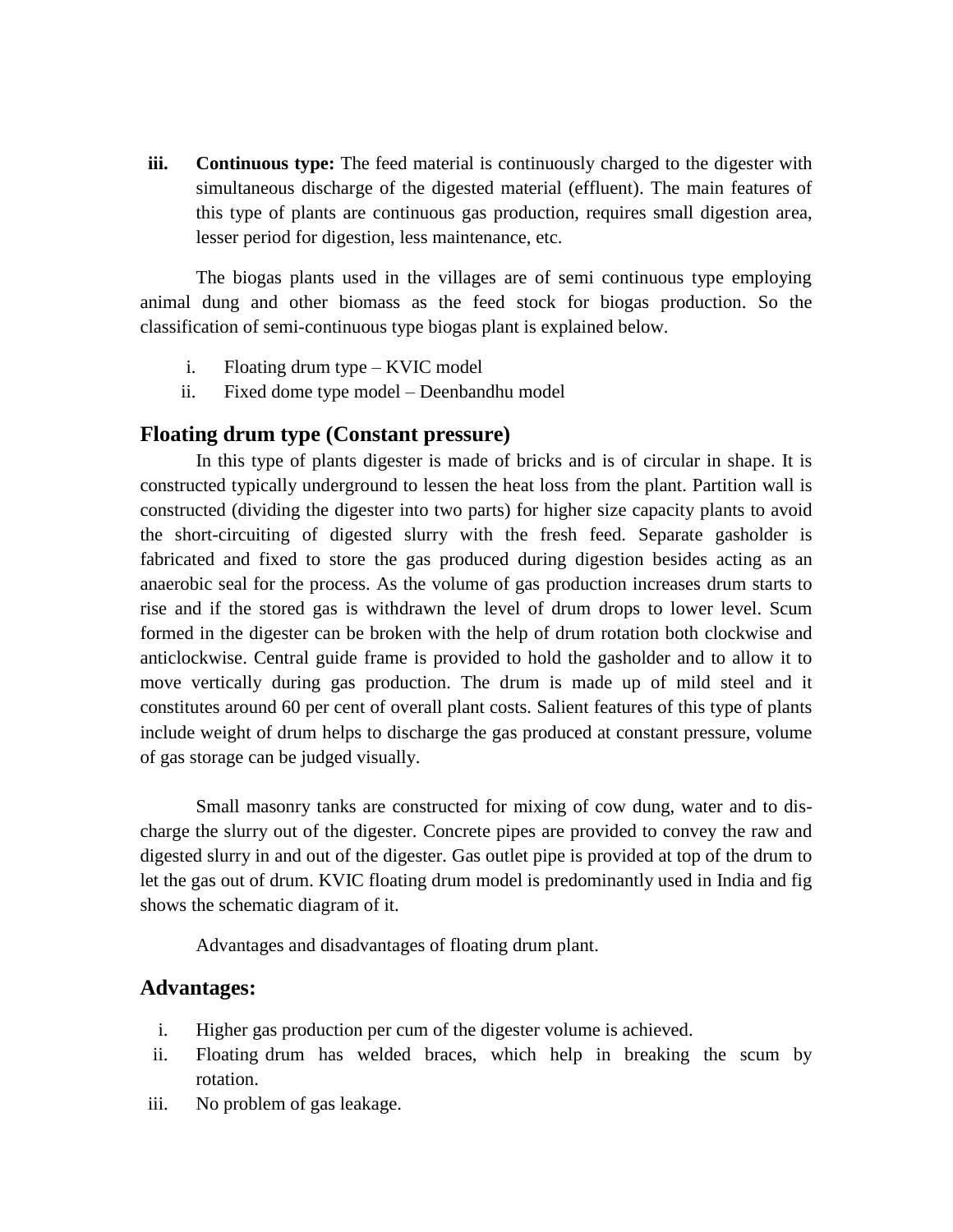iii. **Continuous type:** The feed material is continuously charged to the digester with simultaneous discharge of the digested material (effluent). The main features of this type of plants are continuous gas production, requires small digestion area, lesser period for digestion, less maintenance, etc.

The biogas plants used in the villages are of semi continuous type employing animal dung and other biomass as the feed stock for biogas production. So the classification of semi-continuous type biogas plant is explained below.

i. Floating drum type – KVIC model
ii. Fixed dome type model – Deenbandhu model

## Floating drum type (Constant pressure)

In this type of plants digester is made of bricks and is of circular in shape. It is constructed typically underground to lessen the heat loss from the plant. Partition wall is constructed (dividing the digester into two parts) for higher size capacity plants to avoid the short-circuiting of digested slurry with the fresh feed. Separate gasholder is fabricated and fixed to store the gas produced during digestion besides acting as an anaerobic seal for the process. As the volume of gas production increases drum starts to rise and if the stored gas is withdrawn the level of drum drops to lower level. Scum formed in the digester can be broken with the help of drum rotation both clockwise and anticlockwise. Central guide frame is provided to hold the gasholder and to allow it to move vertically during gas production. The drum is made up of mild steel and it constitutes around 60 per cent of overall plant costs. Salient features of this type of plants include weight of drum helps to discharge the gas produced at constant pressure, volume of gas storage can be judged visually.

Small masonry tanks are constructed for mixing of cow dung, water and to discharge the slurry out of the digester. Concrete pipes are provided to convey the raw and digested slurry in and out of the digester. Gas outlet pipe is provided at top of the drum to let the gas out of drum. KVIC floating drum model is predominantly used in India and fig shows the schematic diagram of it.

Advantages and disadvantages of floating drum plant.

## Advantages:

i. Higher gas production per cum of the digester volume is achieved.
ii. Floating drum has welded braces, which help in breaking the scum by rotation.
iii. No problem of gas leakage.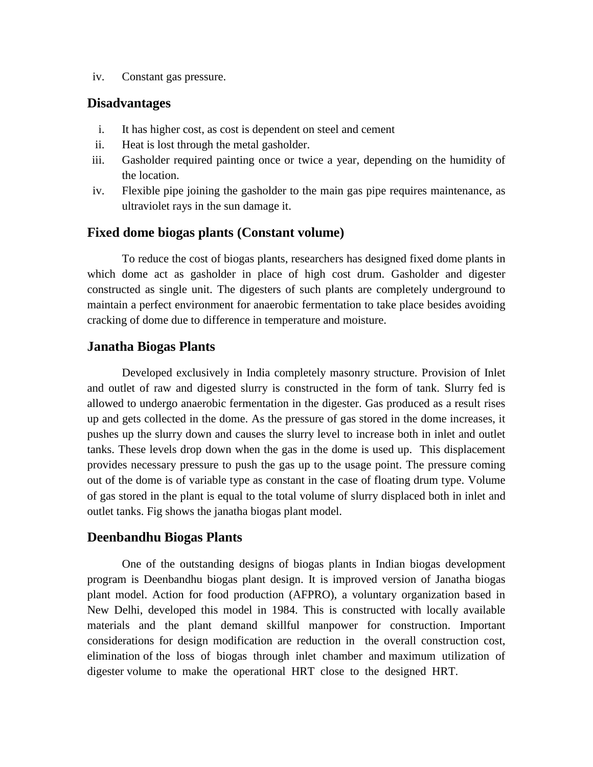iv. Constant gas pressure.

## Disadvantages

i. It has higher cost, as cost is dependent on steel and cement
ii. Heat is lost through the metal gasholder.
iii. Gasholder required painting once or twice a year, depending on the humidity of the location.
iv. Flexible pipe joining the gasholder to the main gas pipe requires maintenance, as ultraviolet rays in the sun damage it.

## Fixed dome biogas plants (Constant volume)

To reduce the cost of biogas plants, researchers has designed fixed dome plants in which dome act as gasholder in place of high cost drum. Gasholder and digester constructed as single unit. The digesters of such plants are completely underground to maintain a perfect environment for anaerobic fermentation to take place besides avoiding cracking of dome due to difference in temperature and moisture.

## Janatha Biogas Plants

Developed exclusively in India completely masonry structure. Provision of Inlet and outlet of raw and digested slurry is constructed in the form of tank. Slurry fed is allowed to undergo anaerobic fermentation in the digester. Gas produced as a result rises up and gets collected in the dome. As the pressure of gas stored in the dome increases, it pushes up the slurry down and causes the slurry level to increase both in inlet and outlet tanks. These levels drop down when the gas in the dome is used up. This displacement provides necessary pressure to push the gas up to the usage point. The pressure coming out of the dome is of variable type as constant in the case of floating drum type. Volume of gas stored in the plant is equal to the total volume of slurry displaced both in inlet and outlet tanks. Fig shows the janatha biogas plant model.

## Deenbandhu Biogas Plants

One of the outstanding designs of biogas plants in Indian biogas development program is Deenbandhu biogas plant design. It is improved version of Janatha biogas plant model. Action for food production (AFPRO), a voluntary organization based in New Delhi, developed this model in 1984. This is constructed with locally available materials and the plant demand skillful manpower for construction. Important considerations for design modification are reduction in the overall construction cost, elimination of the loss of biogas through inlet chamber and maximum utilization of digester volume to make the operational HRT close to the designed HRT.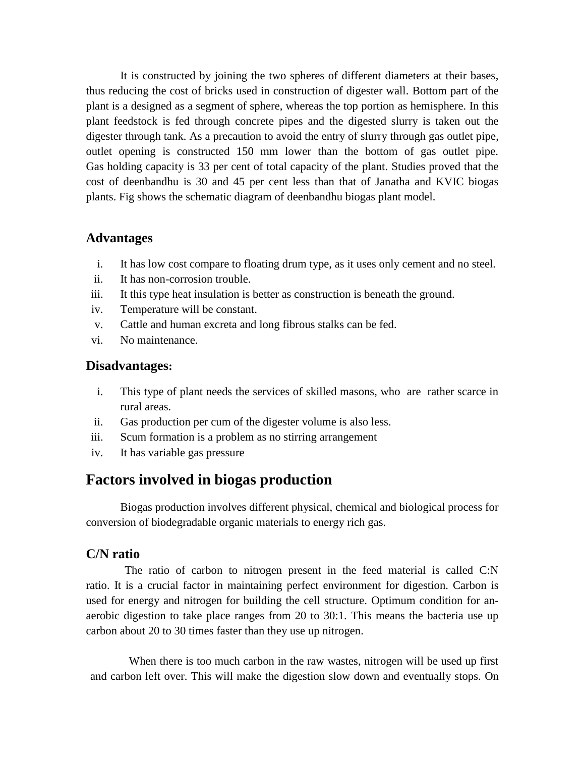It is constructed by joining the two spheres of different diameters at their bases, thus reducing the cost of bricks used in construction of digester wall. Bottom part of the plant is a designed as a segment of sphere, whereas the top portion as hemisphere. In this plant feedstock is fed through concrete pipes and the digested slurry is taken out the digester through tank. As a precaution to avoid the entry of slurry through gas outlet pipe, outlet opening is constructed 150 mm lower than the bottom of gas outlet pipe. Gas holding capacity is 33 per cent of total capacity of the plant. Studies proved that the cost of deenbandhu is 30 and 45 per cent less than that of Janatha and KVIC biogas plants. Fig shows the schematic diagram of deenbandhu biogas plant model.

### Advantages

i. It has low cost compare to floating drum type, as it uses only cement and no steel.
ii. It has non-corrosion trouble.
iii. It this type heat insulation is better as construction is beneath the ground.
iv. Temperature will be constant.
v. Cattle and human excreta and long fibrous stalks can be fed.
vi. No maintenance.

### Disadvantages:

i. This type of plant needs the services of skilled masons, who are rather scarce in rural areas.
ii. Gas production per cum of the digester volume is also less.
iii. Scum formation is a problem as no stirring arrangement
iv. It has variable gas pressure

## Factors involved in biogas production

Biogas production involves different physical, chemical and biological process for conversion of biodegradable organic materials to energy rich gas.

### C/N ratio

The ratio of carbon to nitrogen present in the feed material is called C:N ratio. It is a crucial factor in maintaining perfect environment for digestion. Carbon is used for energy and nitrogen for building the cell structure. Optimum condition for an-aerobic digestion to take place ranges from 20 to 30:1. This means the bacteria use up carbon about 20 to 30 times faster than they use up nitrogen.

When there is too much carbon in the raw wastes, nitrogen will be used up first and carbon left over. This will make the digestion slow down and eventually stops. On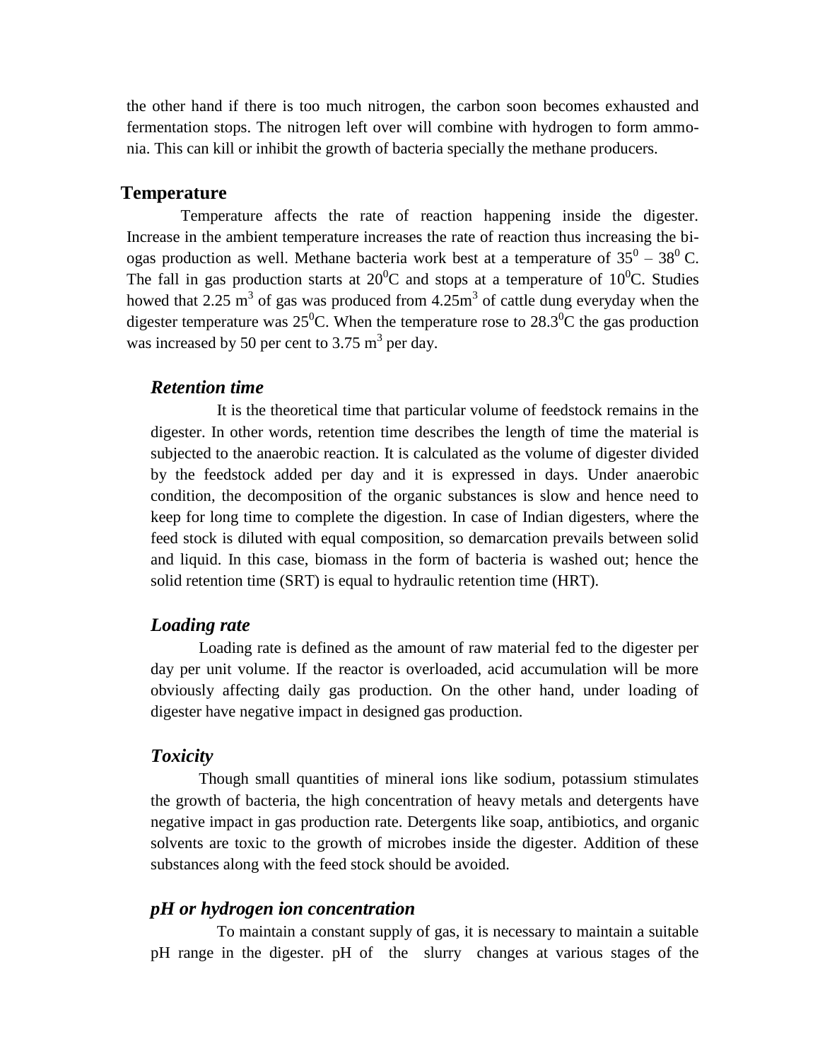the other hand if there is too much nitrogen, the carbon soon becomes exhausted and fermentation stops. The nitrogen left over will combine with hydrogen to form ammonia. This can kill or inhibit the growth of bacteria specially the methane producers.

## Temperature

Temperature affects the rate of reaction happening inside the digester. Increase in the ambient temperature increases the rate of reaction thus increasing the biogas production as well. Methane bacteria work best at a temperature of $35^0 – 38^0$ C. The fall in gas production starts at $20^0$C and stops at a temperature of $10^0$C. Studies howed that 2.25 $m^3$ of gas was produced from 4.25$m^3$ of cattle dung everyday when the digester temperature was $25^0$C. When the temperature rose to $28.3^0$C the gas production was increased by 50 per cent to 3.75 $m^3$ per day.

### *Retention time*

It is the theoretical time that particular volume of feedstock remains in the digester. In other words, retention time describes the length of time the material is subjected to the anaerobic reaction. It is calculated as the volume of digester divided by the feedstock added per day and it is expressed in days. Under anaerobic condition, the decomposition of the organic substances is slow and hence need to keep for long time to complete the digestion. In case of Indian digesters, where the feed stock is diluted with equal composition, so demarcation prevails between solid and liquid. In this case, biomass in the form of bacteria is washed out; hence the solid retention time (SRT) is equal to hydraulic retention time (HRT).

### *Loading rate*

Loading rate is defined as the amount of raw material fed to the digester per day per unit volume. If the reactor is overloaded, acid accumulation will be more obviously affecting daily gas production. On the other hand, under loading of digester have negative impact in designed gas production.

### *Toxicity*

Though small quantities of mineral ions like sodium, potassium stimulates the growth of bacteria, the high concentration of heavy metals and detergents have negative impact in gas production rate. Detergents like soap, antibiotics, and organic solvents are toxic to the growth of microbes inside the digester. Addition of these substances along with the feed stock should be avoided.

### *pH or hydrogen ion concentration*

To maintain a constant supply of gas, it is necessary to maintain a suitable pH range in the digester. pH of the slurry changes at various stages of the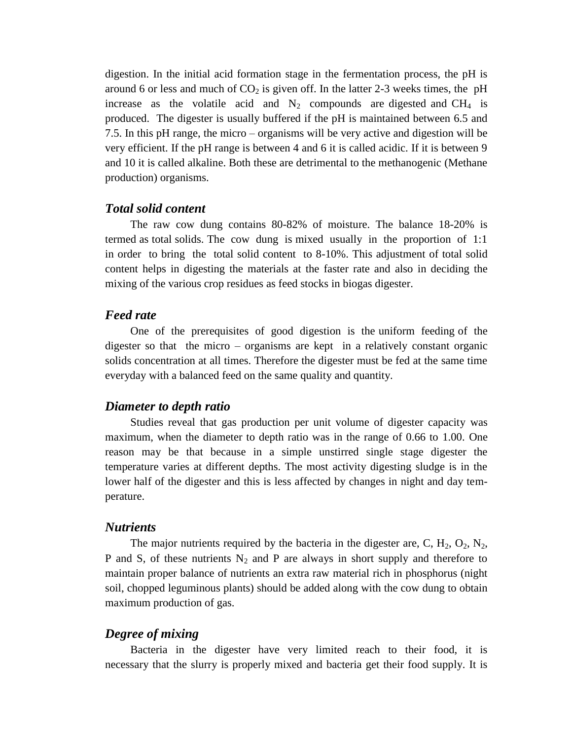digestion. In the initial acid formation stage in the fermentation process, the pH is around 6 or less and much of $CO_2$ is given off. In the latter 2-3 weeks times, the pH increase as the volatile acid and $N_2$ compounds are digested and $CH_4$ is produced. The digester is usually buffered if the pH is maintained between 6.5 and 7.5. In this pH range, the micro – organisms will be very active and digestion will be very efficient. If the pH range is between 4 and 6 it is called acidic. If it is between 9 and 10 it is called alkaline. Both these are detrimental to the methanogenic (Methane production) organisms.

### *Total solid content*

The raw cow dung contains 80-82% of moisture. The balance 18-20% is termed as total solids. The cow dung is mixed usually in the proportion of 1:1 in order to bring the total solid content to 8-10%. This adjustment of total solid content helps in digesting the materials at the faster rate and also in deciding the mixing of the various crop residues as feed stocks in biogas digester.

### *Feed rate*

One of the prerequisites of good digestion is the uniform feeding of the digester so that the micro – organisms are kept in a relatively constant organic solids concentration at all times. Therefore the digester must be fed at the same time everyday with a balanced feed on the same quality and quantity.

### *Diameter to depth ratio*

Studies reveal that gas production per unit volume of digester capacity was maximum, when the diameter to depth ratio was in the range of 0.66 to 1.00. One reason may be that because in a simple unstirred single stage digester the temperature varies at different depths. The most activity digesting sludge is in the lower half of the digester and this is less affected by changes in night and day temperature.

### *Nutrients*

The major nutrients required by the bacteria in the digester are, C, $H_2$, $O_2$, $N_2$, P and S, of these nutrients $N_2$ and P are always in short supply and therefore to maintain proper balance of nutrients an extra raw material rich in phosphorus (night soil, chopped leguminous plants) should be added along with the cow dung to obtain maximum production of gas.

### *Degree of mixing*

Bacteria in the digester have very limited reach to their food, it is necessary that the slurry is properly mixed and bacteria get their food supply. It is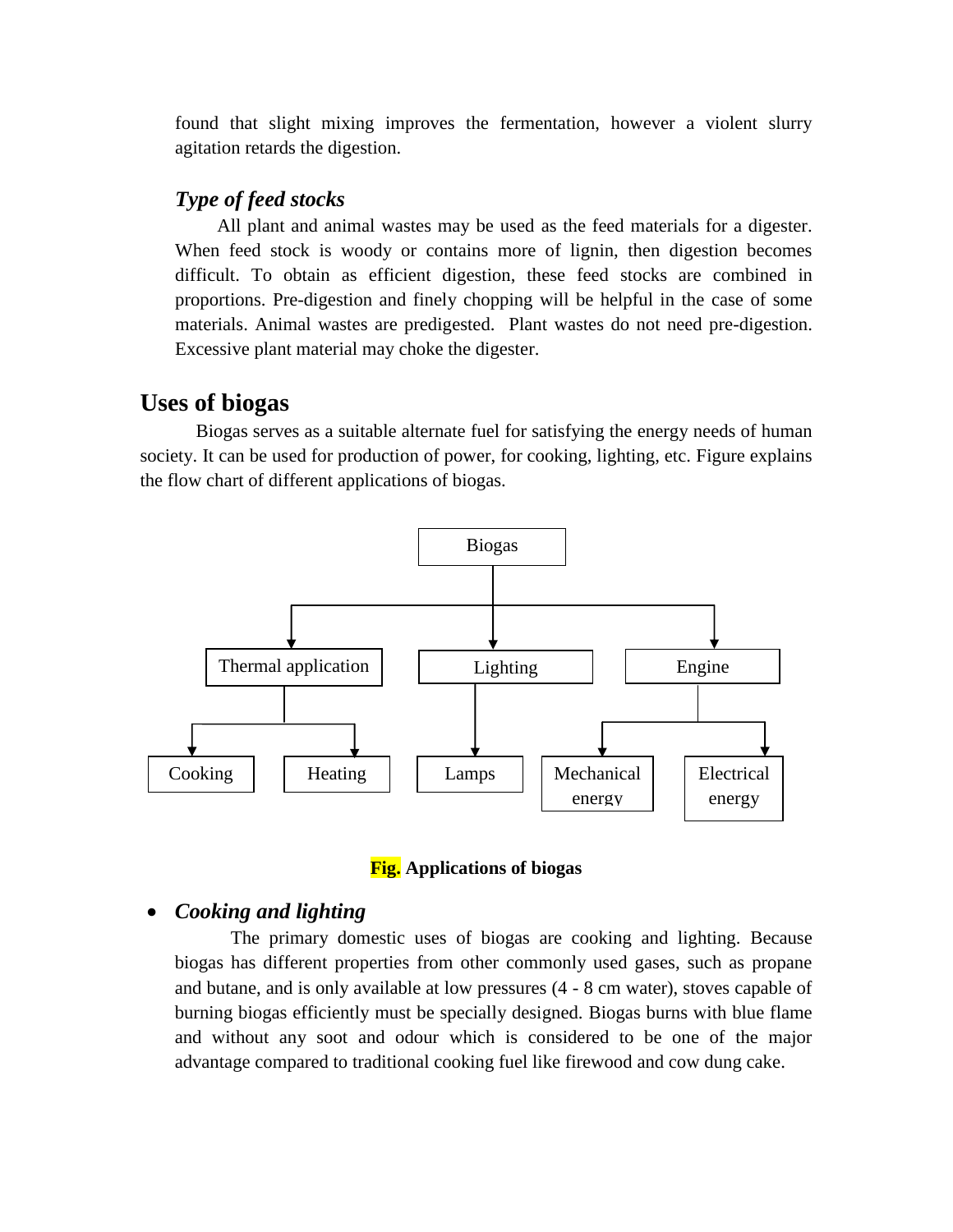found that slight mixing improves the fermentation, however a violent slurry agitation retards the digestion.

### *Type of feed stocks*

All plant and animal wastes may be used as the feed materials for a digester. When feed stock is woody or contains more of lignin, then digestion becomes difficult. To obtain as efficient digestion, these feed stocks are combined in proportions. Pre-digestion and finely chopping will be helpful in the case of some materials. Animal wastes are predigested. Plant wastes do not need pre-digestion. Excessive plant material may choke the digester.

## Uses of biogas

Biogas serves as a suitable alternate fuel for satisfying the energy needs of human society. It can be used for production of power, for cooking, lighting, etc. Figure explains the flow chart of different applications of biogas.

Biogas

- Thermal application
  - Cooking
  - Heating
- Lighting
  - Lamps
- Engine
  - Mechanical energy
  - Electrical energy

**Fig. Applications of biogas**

- ***Cooking and lighting***

  The primary domestic uses of biogas are cooking and lighting. Because biogas has different properties from other commonly used gases, such as propane and butane, and is only available at low pressures (4 - 8 cm water), stoves capable of burning biogas efficiently must be specially designed. Biogas burns with blue flame and without any soot and odour which is considered to be one of the major advantage compared to traditional cooking fuel like firewood and cow dung cake.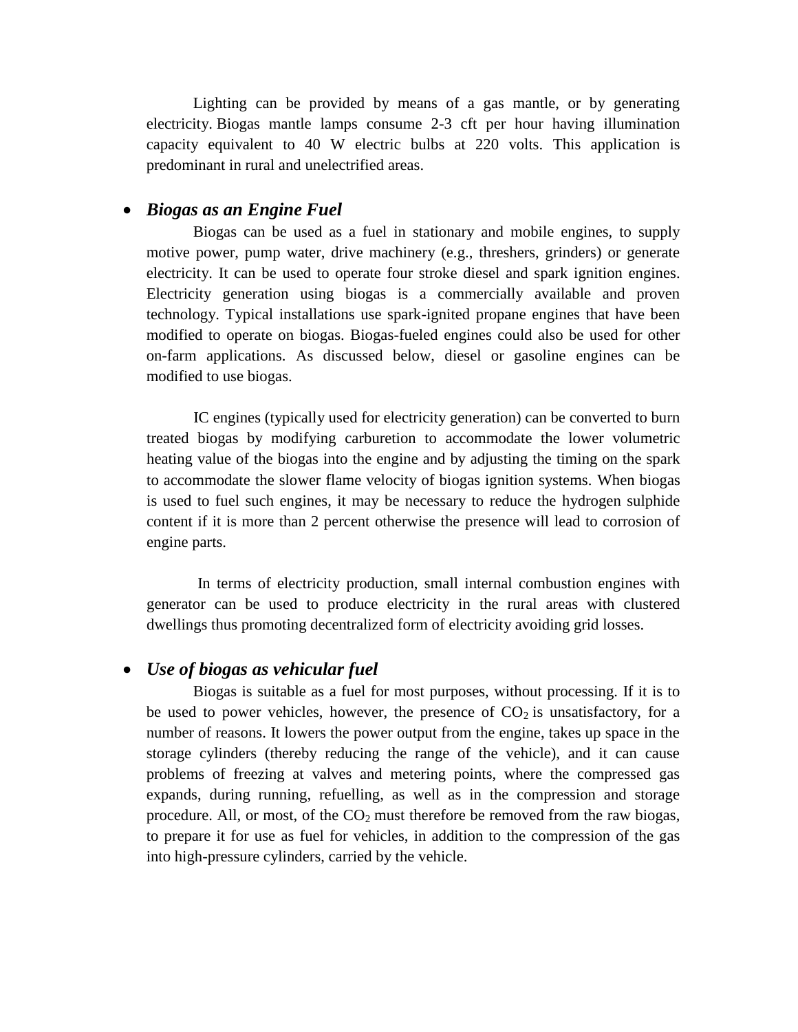Lighting can be provided by means of a gas mantle, or by generating electricity. Biogas mantle lamps consume 2-3 cft per hour having illumination capacity equivalent to 40 W electric bulbs at 220 volts. This application is predominant in rural and unelectrified areas.

- ***Biogas as an Engine Fuel***

Biogas can be used as a fuel in stationary and mobile engines, to supply motive power, pump water, drive machinery (e.g., threshers, grinders) or generate electricity. It can be used to operate four stroke diesel and spark ignition engines. Electricity generation using biogas is a commercially available and proven technology. Typical installations use spark-ignited propane engines that have been modified to operate on biogas. Biogas-fueled engines could also be used for other on-farm applications. As discussed below, diesel or gasoline engines can be modified to use biogas.

IC engines (typically used for electricity generation) can be converted to burn treated biogas by modifying carburetion to accommodate the lower volumetric heating value of the biogas into the engine and by adjusting the timing on the spark to accommodate the slower flame velocity of biogas ignition systems. When biogas is used to fuel such engines, it may be necessary to reduce the hydrogen sulphide content if it is more than 2 percent otherwise the presence will lead to corrosion of engine parts.

In terms of electricity production, small internal combustion engines with generator can be used to produce electricity in the rural areas with clustered dwellings thus promoting decentralized form of electricity avoiding grid losses.

- ***Use of biogas as vehicular fuel***

Biogas is suitable as a fuel for most purposes, without processing. If it is to be used to power vehicles, however, the presence of $CO_2$ is unsatisfactory, for a number of reasons. It lowers the power output from the engine, takes up space in the storage cylinders (thereby reducing the range of the vehicle), and it can cause problems of freezing at valves and metering points, where the compressed gas expands, during running, refuelling, as well as in the compression and storage procedure. All, or most, of the $CO_2$ must therefore be removed from the raw biogas, to prepare it for use as fuel for vehicles, in addition to the compression of the gas into high-pressure cylinders, carried by the vehicle.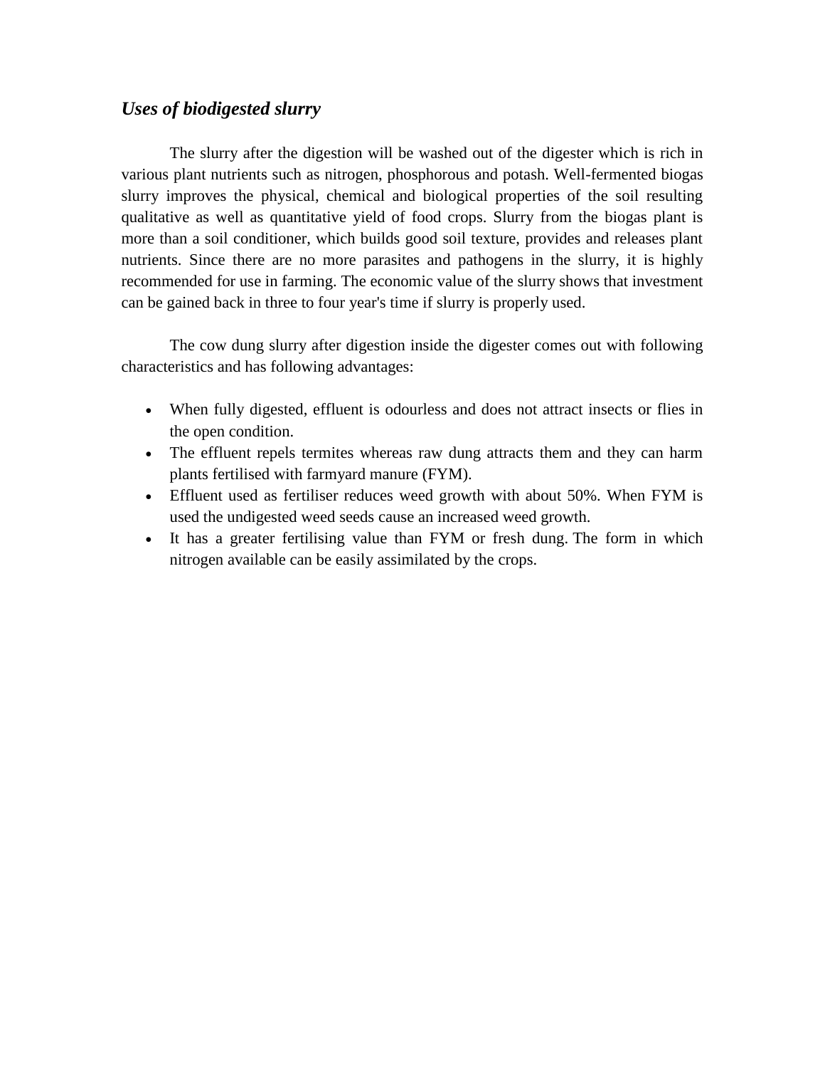### *Uses of biodigested slurry*

The slurry after the digestion will be washed out of the digester which is rich in various plant nutrients such as nitrogen, phosphorous and potash. Well-fermented biogas slurry improves the physical, chemical and biological properties of the soil resulting qualitative as well as quantitative yield of food crops. Slurry from the biogas plant is more than a soil conditioner, which builds good soil texture, provides and releases plant nutrients. Since there are no more parasites and pathogens in the slurry, it is highly recommended for use in farming. The economic value of the slurry shows that investment can be gained back in three to four year's time if slurry is properly used.

The cow dung slurry after digestion inside the digester comes out with following characteristics and has following advantages:

- When fully digested, effluent is odourless and does not attract insects or flies in the open condition.
- The effluent repels termites whereas raw dung attracts them and they can harm plants fertilised with farmyard manure (FYM).
- Effluent used as fertiliser reduces weed growth with about 50%. When FYM is used the undigested weed seeds cause an increased weed growth.
- It has a greater fertilising value than FYM or fresh dung. The form in which nitrogen available can be easily assimilated by the crops.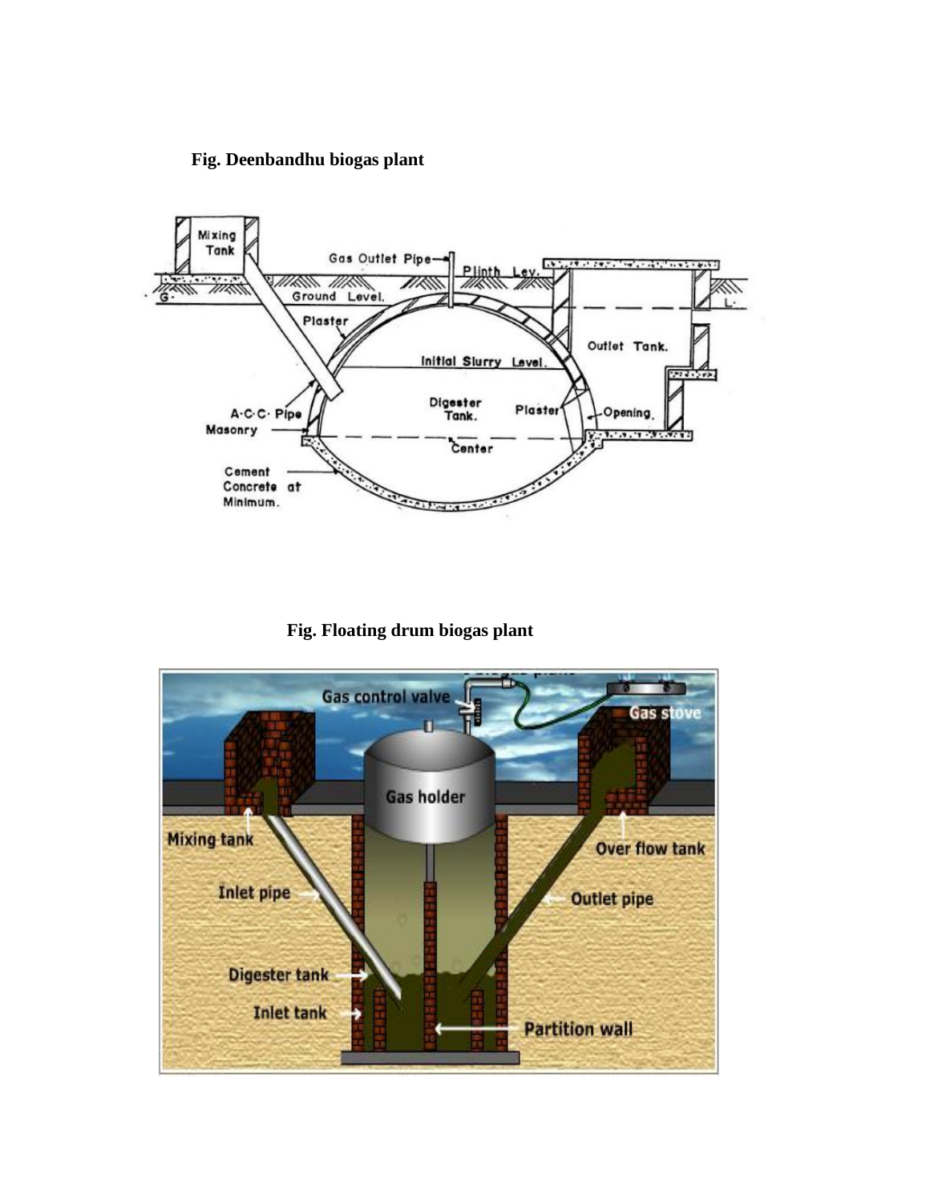**Fig. Deenbandhu biogas plant**

**Fig. Floating drum biogas plant**